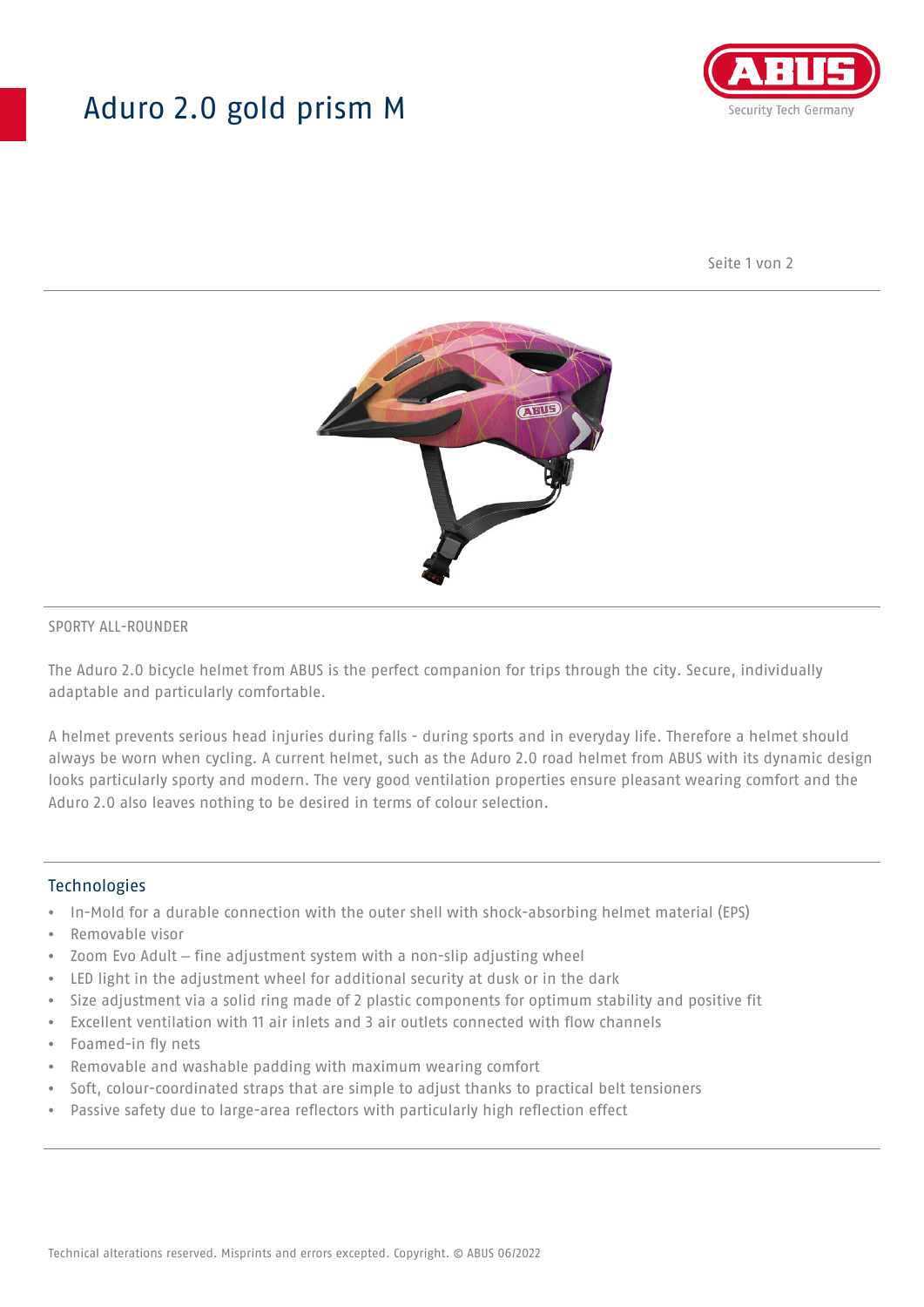# Aduro 2.0 gold prism M

SPORTY ALL-ROUNDER

The Aduro 2.0 bicycle helmet from ABUS is the perfect companion for trips through the city. Secure, individually adaptable and particularly comfortable.

A helmet prevents serious head injuries during falls - during sports and in everyday life. Therefore a helmet should always be worn when cycling. A current helmet, such as the Aduro 2.0 road helmet from ABUS with its dynamic design looks particularly sporty and modern. The very good ventilation properties ensure pleasant wearing comfort and the Aduro 2.0 also leaves nothing to be desired in terms of colour selection.

## Technologies

- In-Mold for a durable connection with the outer shell with shock-absorbing helmet material (EPS)
- Removable visor
- Zoom Evo Adult – fine adjustment system with a non-slip adjusting wheel
- LED light in the adjustment wheel for additional security at dusk or in the dark
- Size adjustment via a solid ring made of 2 plastic components for optimum stability and positive fit
- Excellent ventilation with 11 air inlets and 3 air outlets connected with flow channels
- Foamed-in fly nets
- Removable and washable padding with maximum wearing comfort
- Soft, colour-coordinated straps that are simple to adjust thanks to practical belt tensioners
- Passive safety due to large-area reflectors with particularly high reflection effect

Technical alterations reserved. Misprints and errors excepted. Copyright. © ABUS 06/2022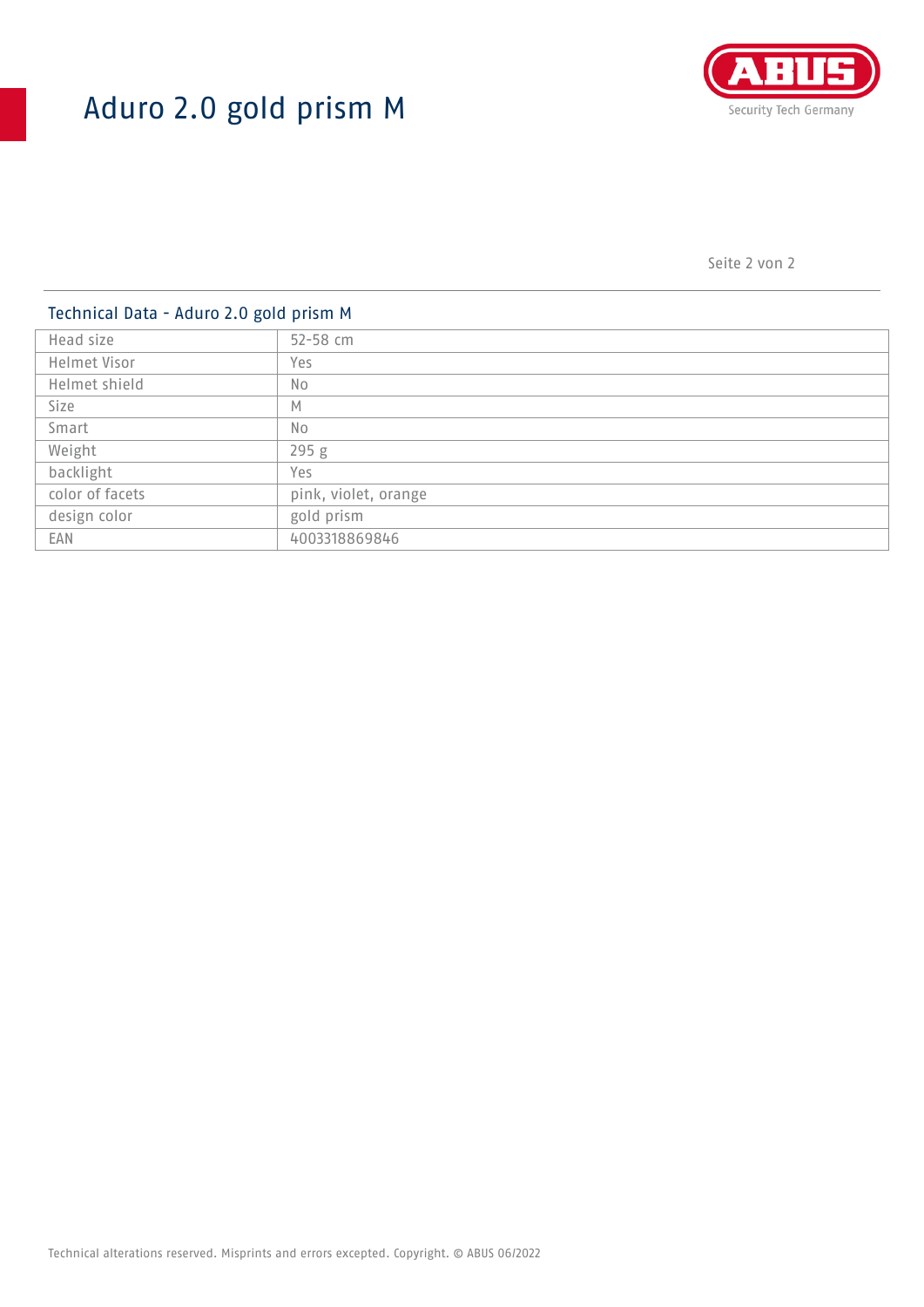# Aduro 2.0 gold prism M

## Technical Data - Aduro 2.0 gold prism M

| | |
|---|---|
| Head size | 52-58 cm |
| Helmet Visor | Yes |
| Helmet shield | No |
| Size | M |
| Smart | No |
| Weight | 295 g |
| backlight | Yes |
| color of facets | pink, violet, orange |
| design color | gold prism |
| EAN | 4003318869846 |

Technical alterations reserved. Misprints and errors excepted. Copyright. © ABUS 06/2022